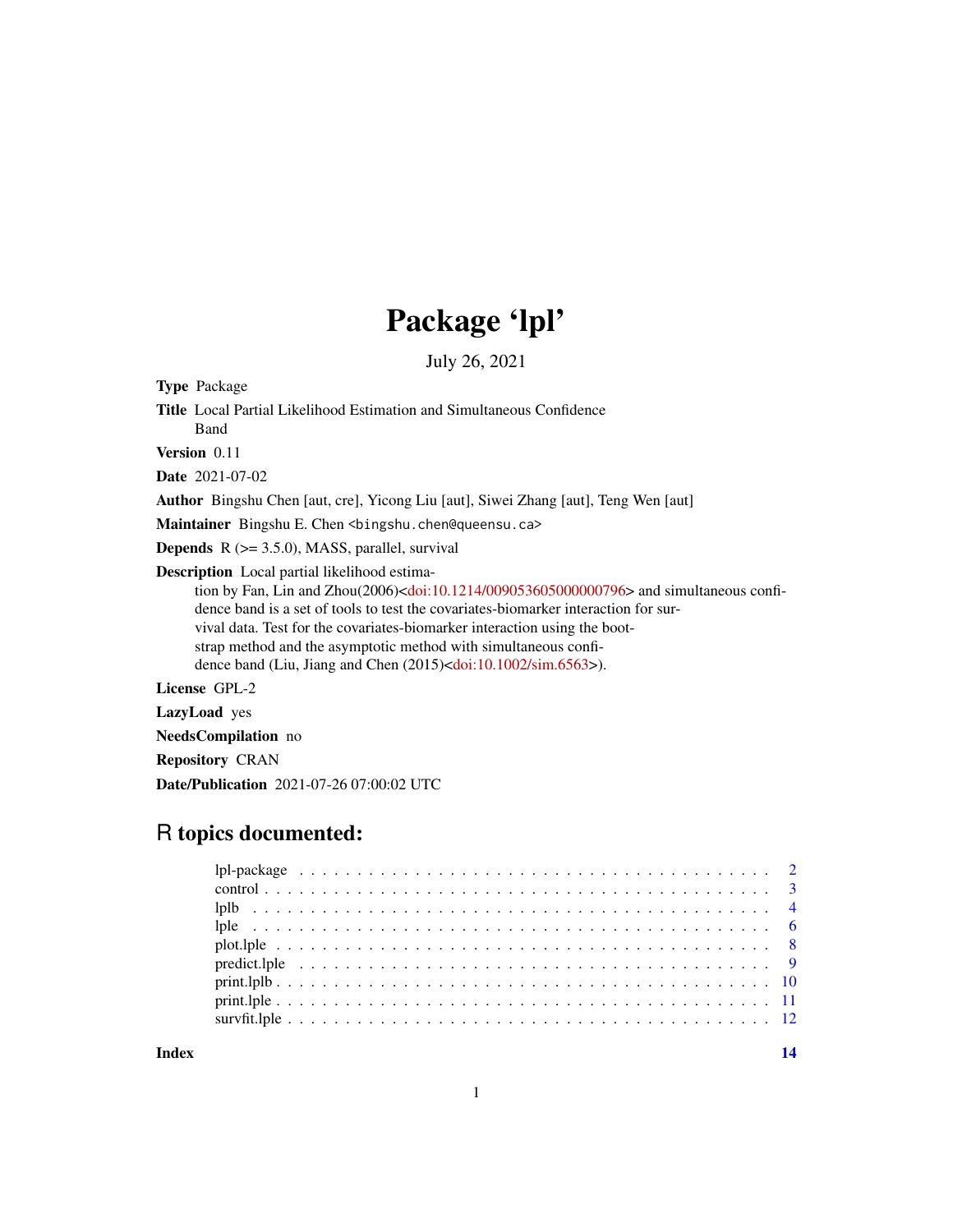# Package 'lpl'

July 26, 2021

**Type** Package

**Title** Local Partial Likelihood Estimation and Simultaneous Confidence Band

**Version** 0.11

**Date** 2021-07-02

**Author** Bingshu Chen [aut, cre], Yicong Liu [aut], Siwei Zhang [aut], Teng Wen [aut]

**Maintainer** Bingshu E. Chen <bingshu.chen@queensu.ca>

**Depends** R (>= 3.5.0), MASS, parallel, survival

**Description** Local partial likelihood estimation by Fan, Lin and Zhou(2006)<doi:10.1214/009053605000000796> and simultaneous confidence band is a set of tools to test the covariates-biomarker interaction for survival data. Test for the covariates-biomarker interaction using the bootstrap method and the asymptotic method with simultaneous confidence band (Liu, Jiang and Chen (2015)<doi:10.1002/sim.6563>).

**License** GPL-2

**LazyLoad** yes

**NeedsCompilation** no

**Repository** CRAN

**Date/Publication** 2021-07-26 07:00:02 UTC

## R topics documented:

- lpl-package . . . . . 2
- control . . . . . 3
- lplb . . . . . 4
- lple . . . . . 6
- plot.lple . . . . . 8
- predict.lple . . . . . 9
- print.lplb . . . . . 10
- print.lple . . . . . 11
- survfit.lple . . . . . 12

**Index** 14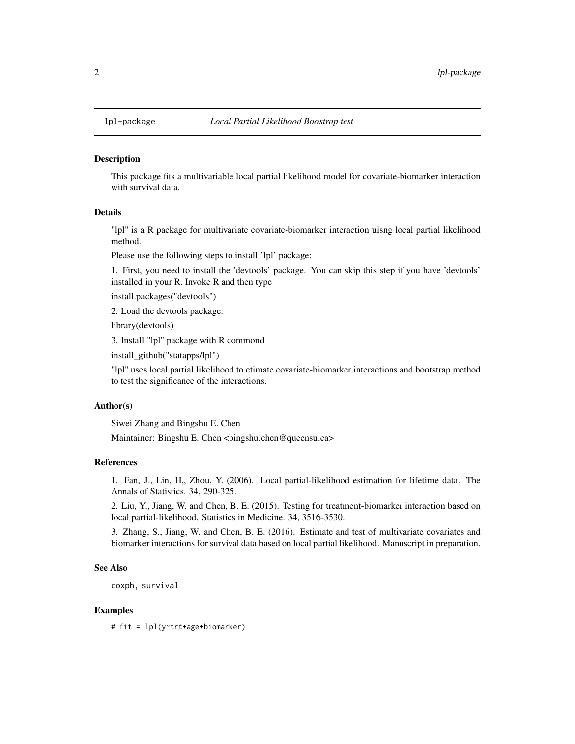lpl-package *Local Partial Likelihood Boostrap test*

## Description

This package fits a multivariable local partial likelihood model for covariate-biomarker interaction with survival data.

## Details

"lpl" is a R package for multivariate covariate-biomarker interaction uisng local partial likelihood method.

Please use the following steps to install 'lpl' package:

1. First, you need to install the 'devtools' package. You can skip this step if you have 'devtools' installed in your R. Invoke R and then type

install.packages("devtools")

2. Load the devtools package.

library(devtools)

3. Install "lpl" package with R commond

install_github("statapps/lpl")

"lpl" uses local partial likelihood to etimate covariate-biomarker interactions and bootstrap method to test the significance of the interactions.

## Author(s)

Siwei Zhang and Bingshu E. Chen

Maintainer: Bingshu E. Chen <bingshu.chen@queensu.ca>

## References

1. Fan, J., Lin, H,, Zhou, Y. (2006). Local partial-likelihood estimation for lifetime data. The Annals of Statistics. 34, 290-325.

2. Liu, Y., Jiang, W. and Chen, B. E. (2015). Testing for treatment-biomarker interaction based on local partial-likelihood. Statistics in Medicine. 34, 3516-3530.

3. Zhang, S., Jiang, W. and Chen, B. E. (2016). Estimate and test of multivariate covariates and biomarker interactions for survival data based on local partial likelihood. Manuscript in preparation.

## See Also

coxph, survival

## Examples

```
# fit = lpl(y~trt+age+biomarker)
```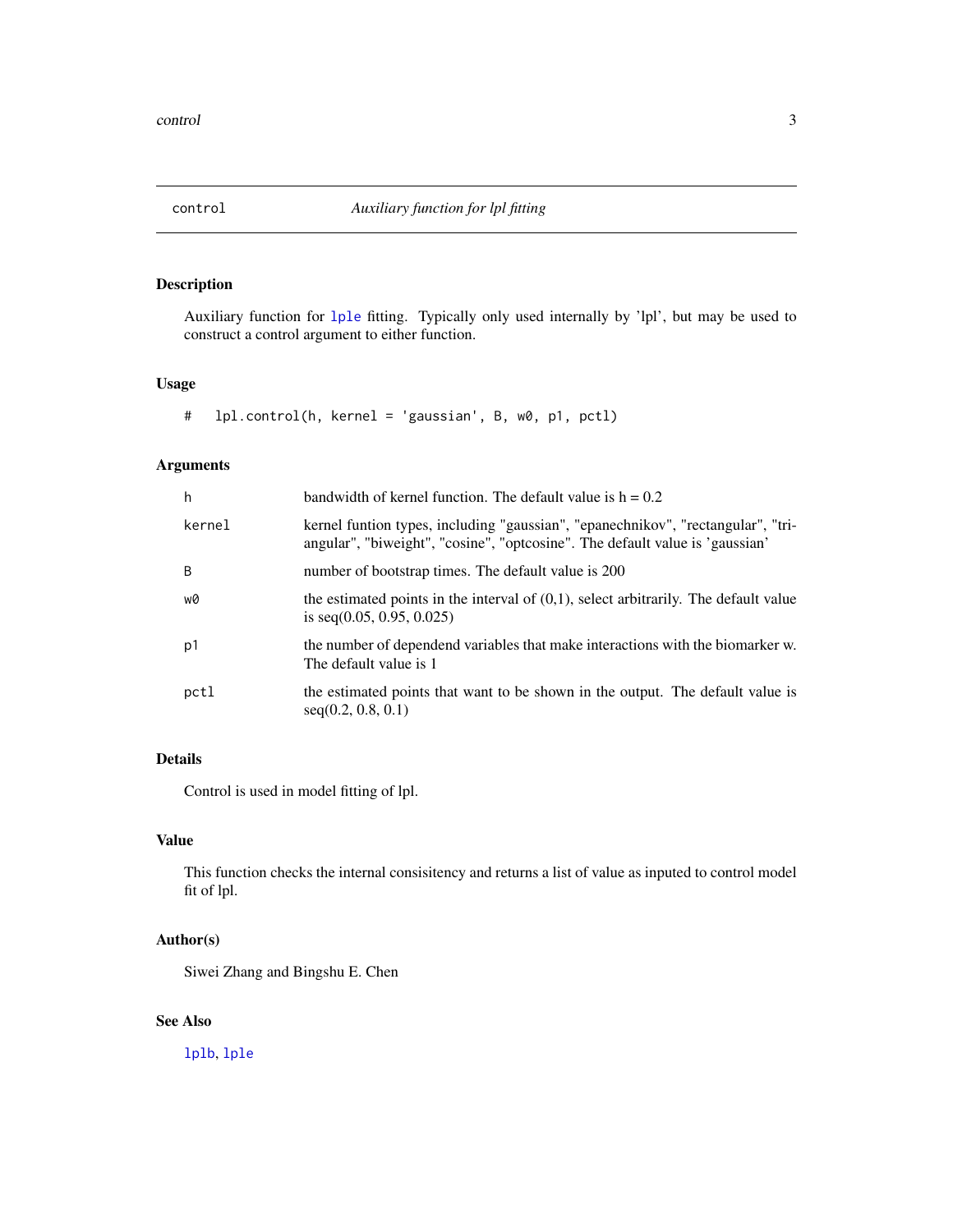# control — *Auxiliary function for lpl fitting*

## Description

Auxiliary function for lple fitting. Typically only used internally by 'lpl', but may be used to construct a control argument to either function.

## Usage

```
#   lpl.control(h, kernel = 'gaussian', B, w0, p1, pctl)
```

## Arguments

| | |
|---|---|
| h | bandwidth of kernel function. The default value is h = 0.2 |
| kernel | kernel funtion types, including "gaussian", "epanechnikov", "rectangular", "triangular", "biweight", "cosine", "optcosine". The default value is 'gaussian' |
| B | number of bootstrap times. The default value is 200 |
| w0 | the estimated points in the interval of (0,1), select arbitrarily. The default value is seq(0.05, 0.95, 0.025) |
| p1 | the number of dependend variables that make interactions with the biomarker w. The default value is 1 |
| pctl | the estimated points that want to be shown in the output. The default value is seq(0.2, 0.8, 0.1) |

## Details

Control is used in model fitting of lpl.

## Value

This function checks the internal consisitency and returns a list of value as inputed to control model fit of lpl.

## Author(s)

Siwei Zhang and Bingshu E. Chen

## See Also

lplb, lple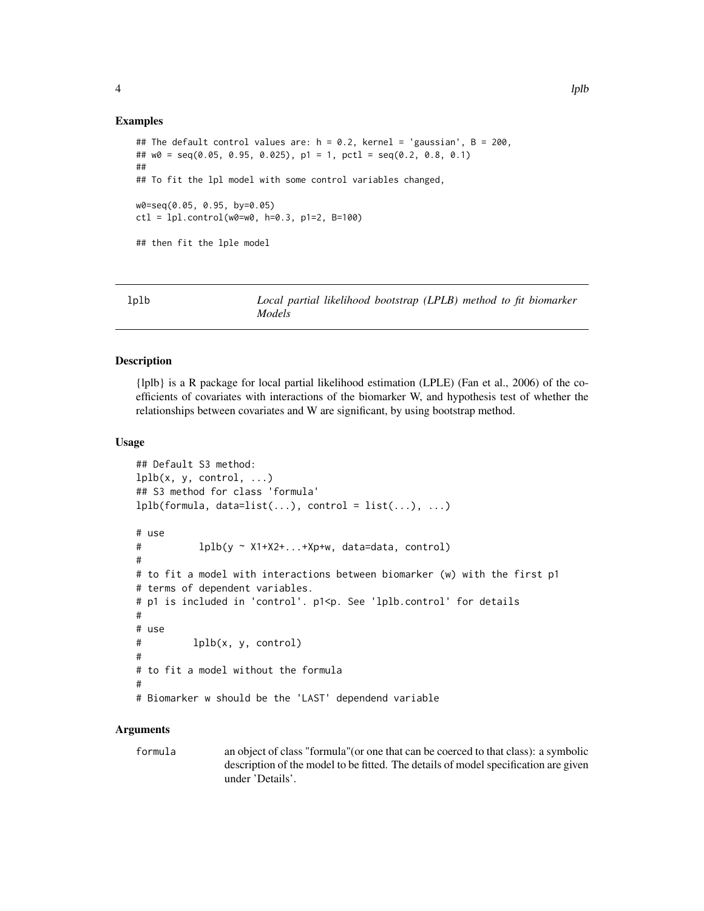### Examples

```
## The default control values are: h = 0.2, kernel = 'gaussian', B = 200,
## w0 = seq(0.05, 0.95, 0.025), p1 = 1, pctl = seq(0.2, 0.8, 0.1)
##
## To fit the lpl model with some control variables changed,

w0=seq(0.05, 0.95, by=0.05)
ctl = lpl.control(w0=w0, h=0.3, p1=2, B=100)

## then fit the lple model
```

---

## lplb — *Local partial likelihood bootstrap (LPLB) method to fit biomarker Models*

---

### Description

{lplb} is a R package for local partial likelihood estimation (LPLE) (Fan et al., 2006) of the coefficients of covariates with interactions of the biomarker W, and hypothesis test of whether the relationships between covariates and W are significant, by using bootstrap method.

### Usage

```
## Default S3 method:
lplb(x, y, control, ...)
## S3 method for class 'formula'
lplb(formula, data=list(...), control = list(...), ...)

# use
#          lplb(y ~ X1+X2+...+Xp+w, data=data, control)
#
# to fit a model with interactions between biomarker (w) with the first p1
# terms of dependent variables.
# p1 is included in 'control'. p1<p. See 'lplb.control' for details
#
# use
#         lplb(x, y, control)
#
# to fit a model without the formula
#
# Biomarker w should be the 'LAST' dependend variable
```

### Arguments

`formula` — an object of class "formula"(or one that can be coerced to that class): a symbolic description of the model to be fitted. The details of model specification are given under 'Details'.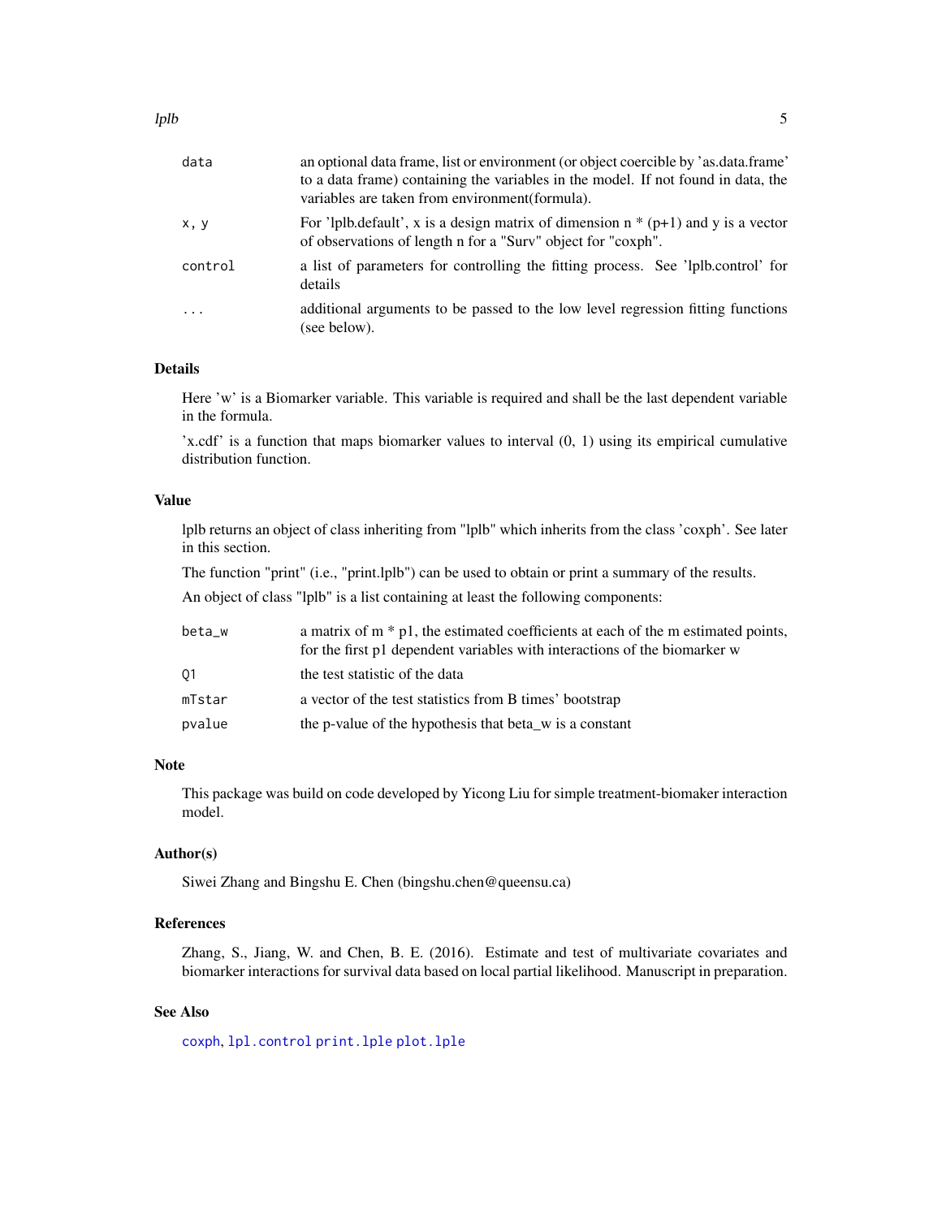| | |
|---|---|
| data | an optional data frame, list or environment (or object coercible by 'as.data.frame' to a data frame) containing the variables in the model. If not found in data, the variables are taken from environment(formula). |
| x, y | For 'lplb.default', x is a design matrix of dimension n * (p+1) and y is a vector of observations of length n for a "Surv" object for "coxph". |
| control | a list of parameters for controlling the fitting process. See 'lplb.control' for details |
| ... | additional arguments to be passed to the low level regression fitting functions (see below). |

## Details

Here 'w' is a Biomarker variable. This variable is required and shall be the last dependent variable in the formula.

'x.cdf' is a function that maps biomarker values to interval (0, 1) using its empirical cumulative distribution function.

## Value

lplb returns an object of class inheriting from "lplb" which inherits from the class 'coxph'. See later in this section.

The function "print" (i.e., "print.lplb") can be used to obtain or print a summary of the results.

An object of class "lplb" is a list containing at least the following components:

| | |
|---|---|
| beta_w | a matrix of m * p1, the estimated coefficients at each of the m estimated points, for the first p1 dependent variables with interactions of the biomarker w |
| Q1 | the test statistic of the data |
| mTstar | a vector of the test statistics from B times' bootstrap |
| pvalue | the p-value of the hypothesis that beta_w is a constant |

## Note

This package was build on code developed by Yicong Liu for simple treatment-biomaker interaction model.

## Author(s)

Siwei Zhang and Bingshu E. Chen (bingshu.chen@queensu.ca)

## References

Zhang, S., Jiang, W. and Chen, B. E. (2016). Estimate and test of multivariate covariates and biomarker interactions for survival data based on local partial likelihood. Manuscript in preparation.

## See Also

coxph, lpl.control print.lple plot.lple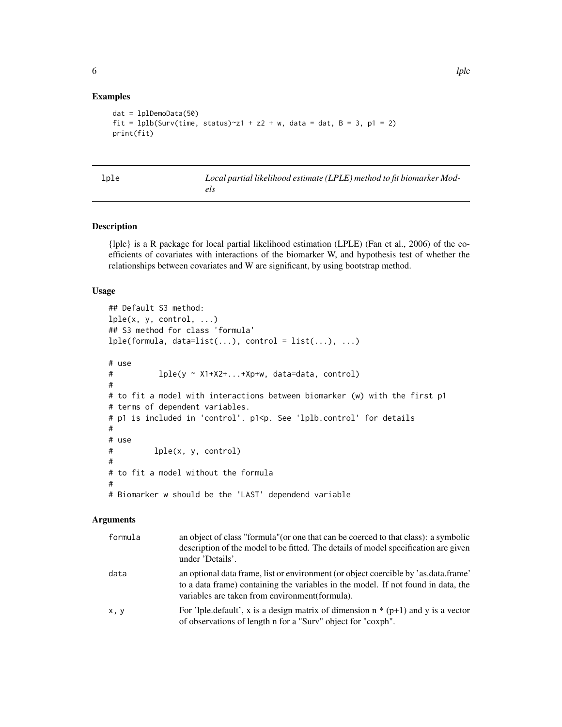## Examples

```
dat = lplDemoData(50)
fit = lplb(Surv(time, status)~z1 + z2 + w, data = dat, B = 3, p1 = 2)
print(fit)
```

---

| lple | *Local partial likelihood estimate (LPLE) method to fit biomarker Models* |
|---|---|

---

## Description

{lple} is a R package for local partial likelihood estimation (LPLE) (Fan et al., 2006) of the coefficients of covariates with interactions of the biomarker W, and hypothesis test of whether the relationships between covariates and W are significant, by using bootstrap method.

## Usage

```
## Default S3 method:
lple(x, y, control, ...)
## S3 method for class 'formula'
lple(formula, data=list(...), control = list(...), ...)

# use
#          lple(y ~ X1+X2+...+Xp+w, data=data, control)
#
# to fit a model with interactions between biomarker (w) with the first p1
# terms of dependent variables.
# p1 is included in 'control'. p1<p. See 'lplb.control' for details
#
# use
#          lple(x, y, control)
#
# to fit a model without the formula
#
# Biomarker w should be the 'LAST' dependend variable
```

## Arguments

| | |
|---|---|
| formula | an object of class "formula"(or one that can be coerced to that class): a symbolic description of the model to be fitted. The details of model specification are given under 'Details'. |
| data | an optional data frame, list or environment (or object coercible by 'as.data.frame' to a data frame) containing the variables in the model. If not found in data, the variables are taken from environment(formula). |
| x, y | For 'lple.default', x is a design matrix of dimension n * (p+1) and y is a vector of observations of length n for a "Surv" object for "coxph". |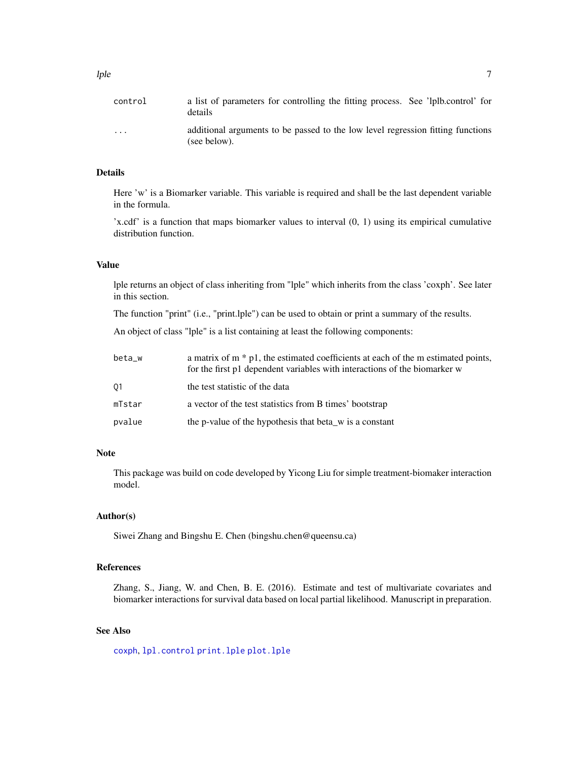| | |
|---|---|
| control | a list of parameters for controlling the fitting process. See 'lplb.control' for details |
| ... | additional arguments to be passed to the low level regression fitting functions (see below). |

## Details

Here 'w' is a Biomarker variable. This variable is required and shall be the last dependent variable in the formula.

'x.cdf' is a function that maps biomarker values to interval (0, 1) using its empirical cumulative distribution function.

## Value

lple returns an object of class inheriting from "lple" which inherits from the class 'coxph'. See later in this section.

The function "print" (i.e., "print.lple") can be used to obtain or print a summary of the results.

An object of class "lple" is a list containing at least the following components:

| | |
|---|---|
| beta_w | a matrix of m * p1, the estimated coefficients at each of the m estimated points, for the first p1 dependent variables with interactions of the biomarker w |
| Q1 | the test statistic of the data |
| mTstar | a vector of the test statistics from B times' bootstrap |
| pvalue | the p-value of the hypothesis that beta_w is a constant |

## Note

This package was build on code developed by Yicong Liu for simple treatment-biomaker interaction model.

## Author(s)

Siwei Zhang and Bingshu E. Chen (bingshu.chen@queensu.ca)

## References

Zhang, S., Jiang, W. and Chen, B. E. (2016). Estimate and test of multivariate covariates and biomarker interactions for survival data based on local partial likelihood. Manuscript in preparation.

## See Also

coxph, lpl.control print.lple plot.lple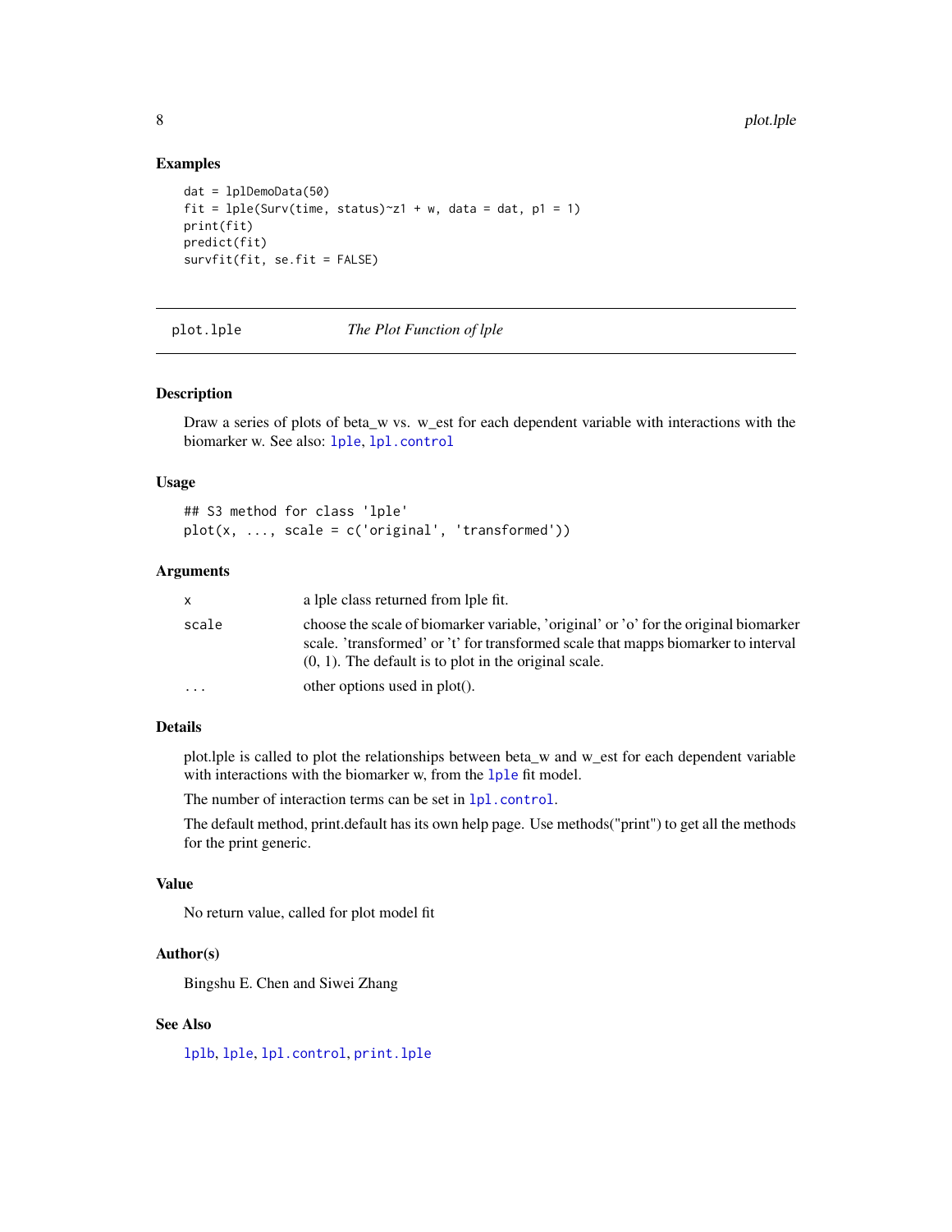## Examples

```
dat = lplDemoData(50)
fit = lple(Surv(time, status)~z1 + w, data = dat, p1 = 1)
print(fit)
predict(fit)
survfit(fit, se.fit = FALSE)
```

---

## plot.lple — *The Plot Function of lple*

### Description

Draw a series of plots of beta_w vs. w_est for each dependent variable with interactions with the biomarker w. See also: lple, lpl.control

### Usage

```
## S3 method for class 'lple'
plot(x, ..., scale = c('original', 'transformed'))
```

### Arguments

| | |
|---|---|
| x | a lple class returned from lple fit. |
| scale | choose the scale of biomarker variable, 'original' or 'o' for the original biomarker scale. 'transformed' or 't' for transformed scale that mapps biomarker to interval (0, 1). The default is to plot in the original scale. |
| ... | other options used in plot(). |

### Details

plot.lple is called to plot the relationships between beta_w and w_est for each dependent variable with interactions with the biomarker w, from the lple fit model.

The number of interaction terms can be set in lpl.control.

The default method, print.default has its own help page. Use methods("print") to get all the methods for the print generic.

### Value

No return value, called for plot model fit

### Author(s)

Bingshu E. Chen and Siwei Zhang

### See Also

lplb, lple, lpl.control, print.lple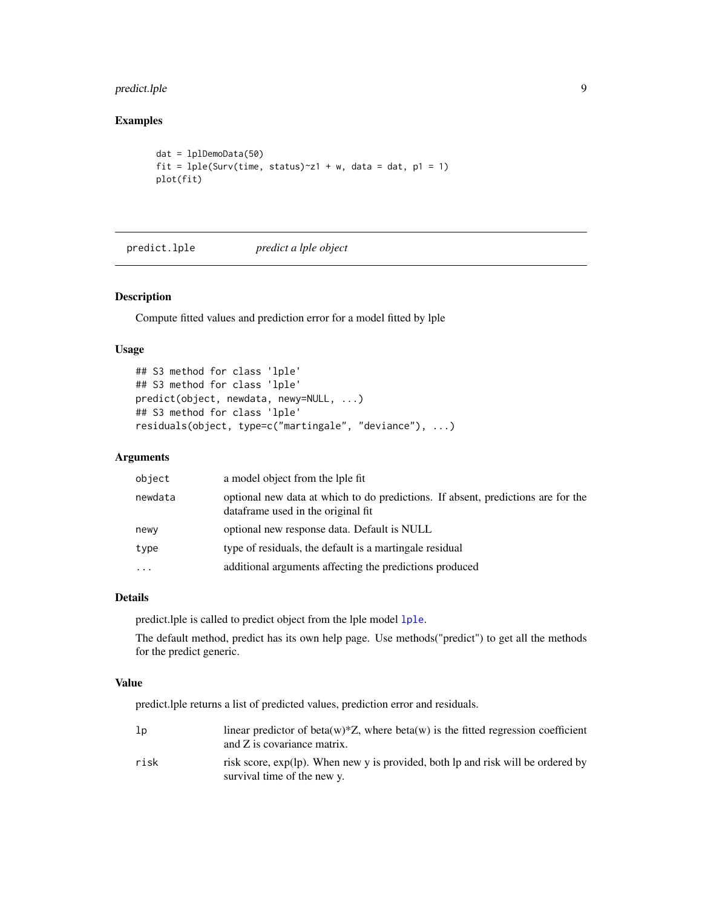## Examples

```
dat = lplDemoData(50)
fit = lple(Surv(time, status)~z1 + w, data = dat, p1 = 1)
plot(fit)
```

---

predict.lple &nbsp;&nbsp;&nbsp;&nbsp; *predict a lple object*

---

## Description

Compute fitted values and prediction error for a model fitted by lple

## Usage

```
## S3 method for class 'lple'
## S3 method for class 'lple'
predict(object, newdata, newy=NULL, ...)
## S3 method for class 'lple'
residuals(object, type=c("martingale", "deviance"), ...)
```

## Arguments

| | |
|---|---|
| `object` | a model object from the lple fit |
| `newdata` | optional new data at which to do predictions. If absent, predictions are for the dataframe used in the original fit |
| `newy` | optional new response data. Default is NULL |
| `type` | type of residuals, the default is a martingale residual |
| `...` | additional arguments affecting the predictions produced |

## Details

predict.lple is called to predict object from the lple model `lple`.

The default method, predict has its own help page. Use methods("predict") to get all the methods for the predict generic.

## Value

predict.lple returns a list of predicted values, prediction error and residuals.

| | |
|---|---|
| `lp` | linear predictor of beta(w)*Z, where beta(w) is the fitted regression coefficient and Z is covariance matrix. |
| `risk` | risk score, exp(lp). When new y is provided, both lp and risk will be ordered by survival time of the new y. |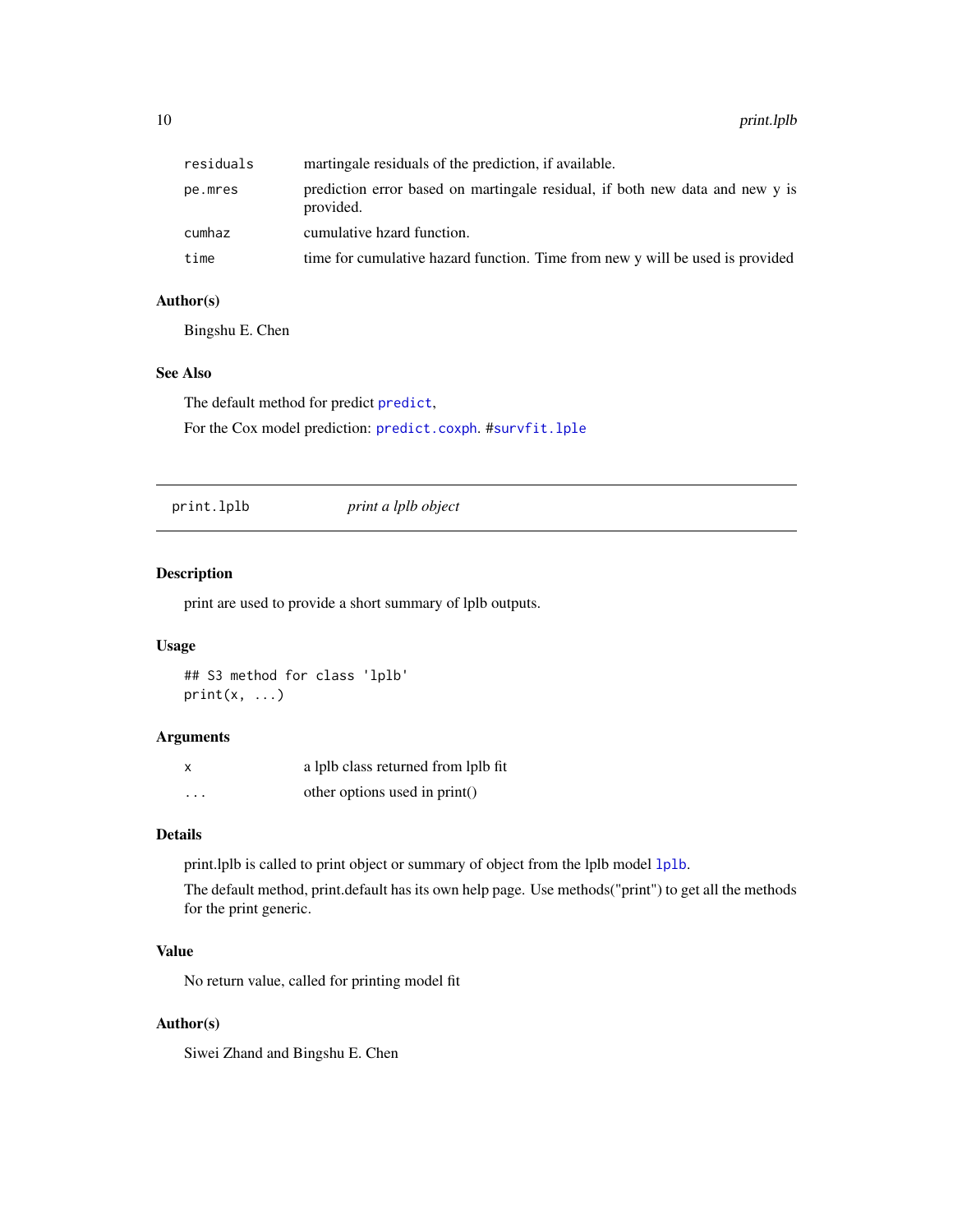| | |
|---|---|
| residuals | martingale residuals of the prediction, if available. |
| pe.mres | prediction error based on martingale residual, if both new data and new y is provided. |
| cumhaz | cumulative hzard function. |
| time | time for cumulative hazard function. Time from new y will be used is provided |

### Author(s)

Bingshu E. Chen

### See Also

The default method for predict `predict`,

For the Cox model prediction: `predict.coxph`. #`survfit.lple`

---

## print.lplb — *print a lplb object*

---

### Description

print are used to provide a short summary of lplb outputs.

### Usage

```
## S3 method for class 'lplb'
print(x, ...)
```

### Arguments

| | |
|---|---|
| x | a lplb class returned from lplb fit |
| ... | other options used in print() |

### Details

print.lplb is called to print object or summary of object from the lplb model `lplb`.

The default method, print.default has its own help page. Use methods("print") to get all the methods for the print generic.

### Value

No return value, called for printing model fit

### Author(s)

Siwei Zhand and Bingshu E. Chen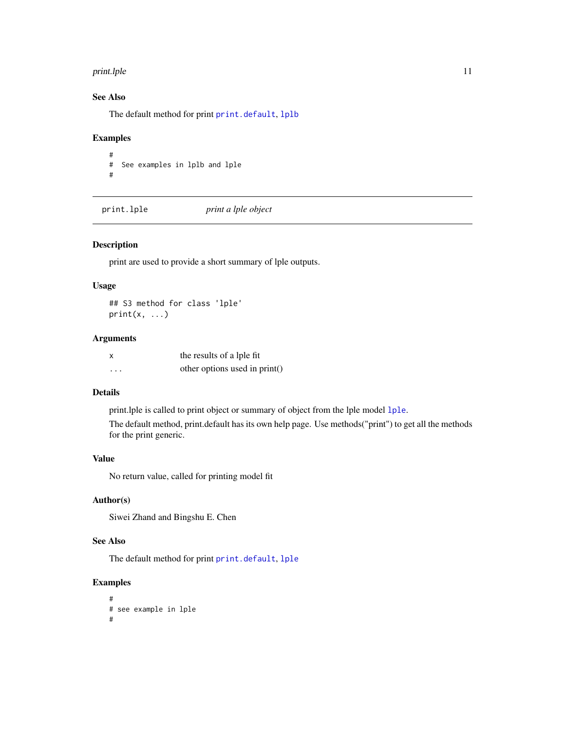## See Also

The default method for print `print.default`, `lplb`

## Examples

```
#
#  See examples in lplb and lple
#
```

---

# `print.lple` — *print a lple object*

## Description

print are used to provide a short summary of lple outputs.

## Usage

```
## S3 method for class 'lple'
print(x, ...)
```

## Arguments

| | |
|---|---|
| `x` | the results of a lple fit |
| `...` | other options used in print() |

## Details

print.lple is called to print object or summary of object from the lple model `lple`.

The default method, print.default has its own help page. Use methods("print") to get all the methods for the print generic.

## Value

No return value, called for printing model fit

## Author(s)

Siwei Zhand and Bingshu E. Chen

## See Also

The default method for print `print.default`, `lple`

## Examples

```
#
# see example in lple
#
```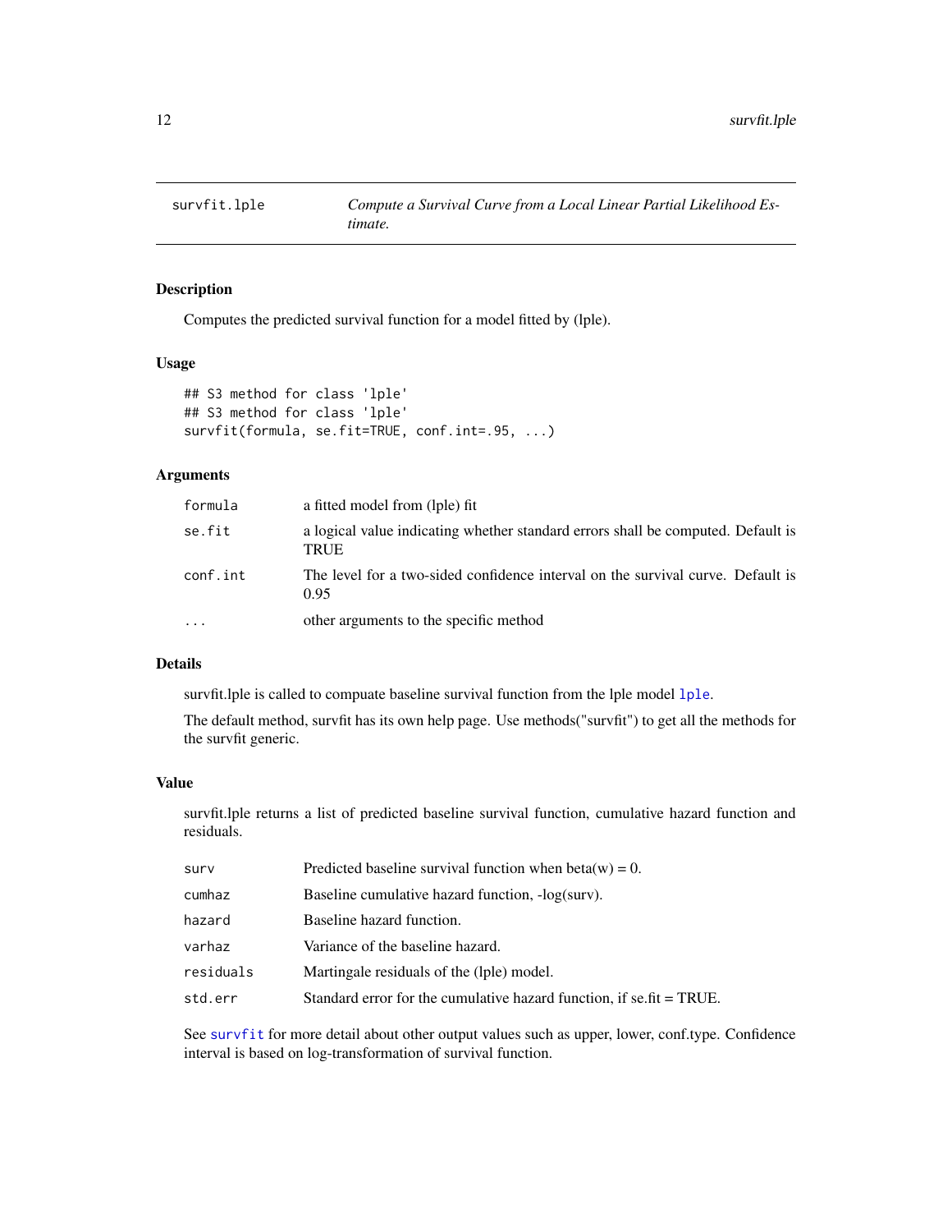# survfit.lple — *Compute a Survival Curve from a Local Linear Partial Likelihood Estimate.*

## Description

Computes the predicted survival function for a model fitted by (lple).

## Usage

```
## S3 method for class 'lple'
## S3 method for class 'lple'
survfit(formula, se.fit=TRUE, conf.int=.95, ...)
```

## Arguments

| | |
|---|---|
| formula | a fitted model from (lple) fit |
| se.fit | a logical value indicating whether standard errors shall be computed. Default is TRUE |
| conf.int | The level for a two-sided confidence interval on the survival curve. Default is 0.95 |
| ... | other arguments to the specific method |

## Details

survfit.lple is called to compuate baseline survival function from the lple model lple.

The default method, survfit has its own help page. Use methods("survfit") to get all the methods for the survfit generic.

## Value

survfit.lple returns a list of predicted baseline survival function, cumulative hazard function and residuals.

| | |
|---|---|
| surv | Predicted baseline survival function when beta(w) = 0. |
| cumhaz | Baseline cumulative hazard function, -log(surv). |
| hazard | Baseline hazard function. |
| varhaz | Variance of the baseline hazard. |
| residuals | Martingale residuals of the (lple) model. |
| std.err | Standard error for the cumulative hazard function, if se.fit = TRUE. |

See survfit for more detail about other output values such as upper, lower, conf.type. Confidence interval is based on log-transformation of survival function.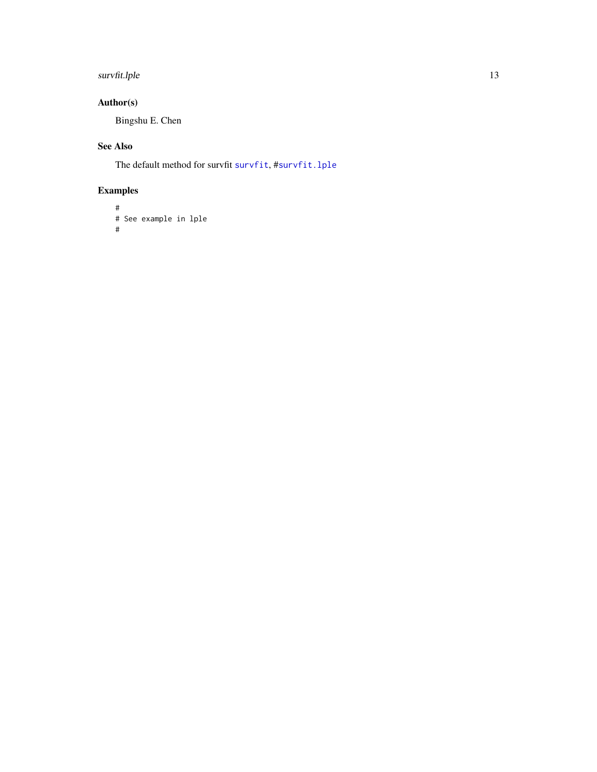## Author(s)

Bingshu E. Chen

## See Also

The default method for survfit `survfit`, #`survfit.lple`

## Examples

```
#
# See example in lple
#
```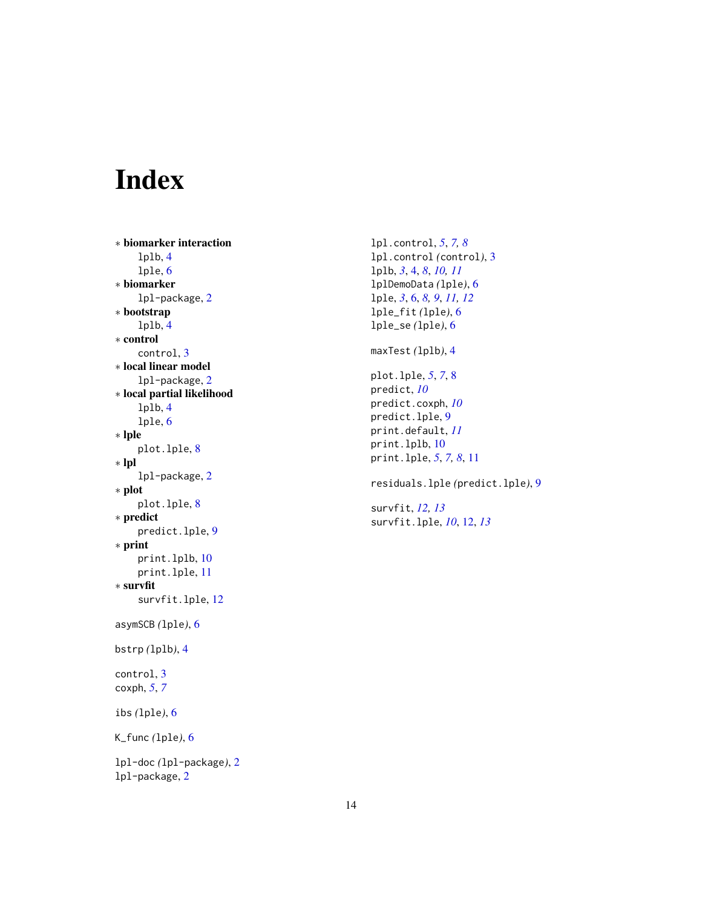# Index

∗ **biomarker interaction**
  lplb, 4
  lple, 6
∗ **biomarker**
  lpl-package, 2
∗ **bootstrap**
  lplb, 4
∗ **control**
  control, 3
∗ **local linear model**
  lpl-package, 2
∗ **local partial likelihood**
  lplb, 4
  lple, 6
∗ **lple**
  plot.lple, 8
∗ **lpl**
  lpl-package, 2
∗ **plot**
  plot.lple, 8
∗ **predict**
  predict.lple, 9
∗ **print**
  print.lplb, 10
  print.lple, 11
∗ **survfit**
  survfit.lple, 12

asymSCB *(*lple*)*, 6

bstrp *(*lplb*)*, 4

control, 3
coxph, *5*, *7*

ibs *(*lple*)*, 6

K_func *(*lple*)*, 6

lpl-doc *(*lpl-package*)*, 2
lpl-package, 2
lpl.control, *5*, *7, 8*
lpl.control *(*control*)*, 3
lplb, *3*, 4, *8*, *10, 11*
lplDemoData *(*lple*)*, 6
lple, *3*, 6, *8, 9*, *11, 12*
lple_fit *(*lple*)*, 6
lple_se *(*lple*)*, 6

maxTest *(*lplb*)*, 4

plot.lple, *5*, *7*, 8
predict, *10*
predict.coxph, *10*
predict.lple, 9
print.default, *11*
print.lplb, 10
print.lple, *5*, *7, 8*, 11

residuals.lple *(*predict.lple*)*, 9

survfit, *12, 13*
survfit.lple, *10*, 12, *13*